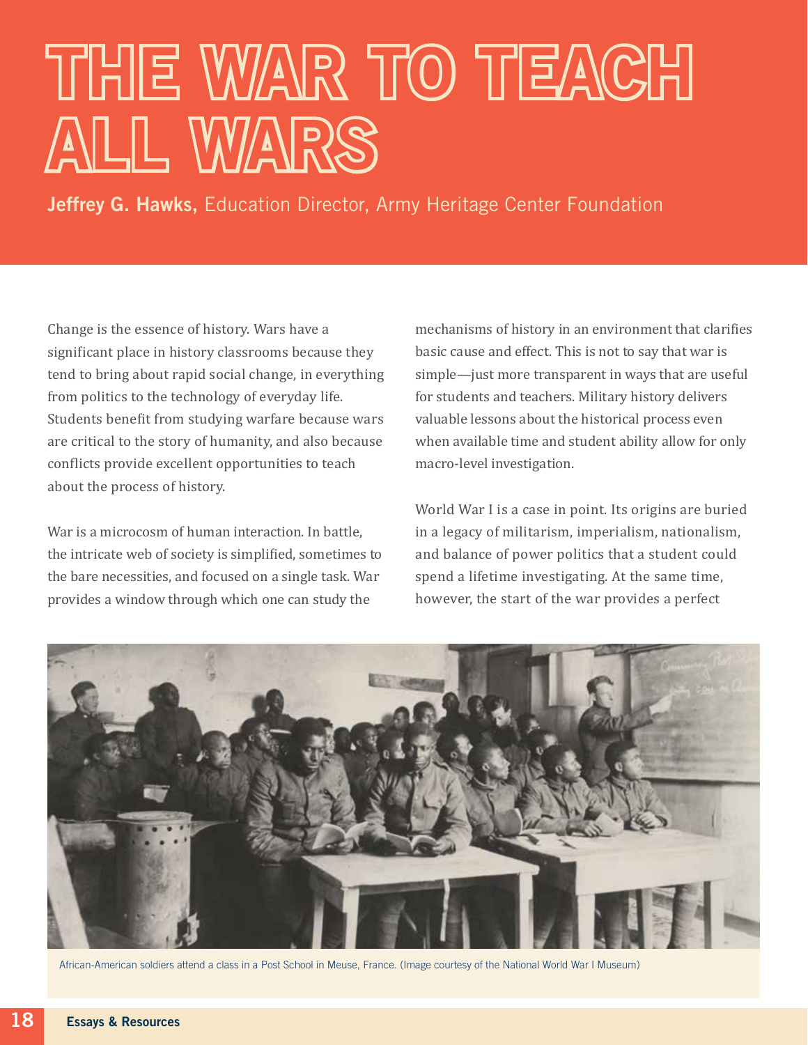# THE WAR TO TEACH ALL WARS

**Jeffrey G. Hawks,** Education Director, Army Heritage Center Foundation

Change is the essence of history. Wars have a significant place in history classrooms because they tend to bring about rapid social change, in everything from politics to the technology of everyday life. Students benefit from studying warfare because wars are critical to the story of humanity, and also because conflicts provide excellent opportunities to teach about the process of history.

War is a microcosm of human interaction. In battle, the intricate web of society is simplified, sometimes to the bare necessities, and focused on a single task. War provides a window through which one can study the mechanisms of history in an environment that clarifies basic cause and effect. This is not to say that war is simple—just more transparent in ways that are useful for students and teachers. Military history delivers valuable lessons about the historical process even when available time and student ability allow for only macro-level investigation.

World War I is a case in point. Its origins are buried in a legacy of militarism, imperialism, nationalism, and balance of power politics that a student could spend a lifetime investigating. At the same time, however, the start of the war provides a perfect

African-American soldiers attend a class in a Post School in Meuse, France. (Image courtesy of the National World War I Museum)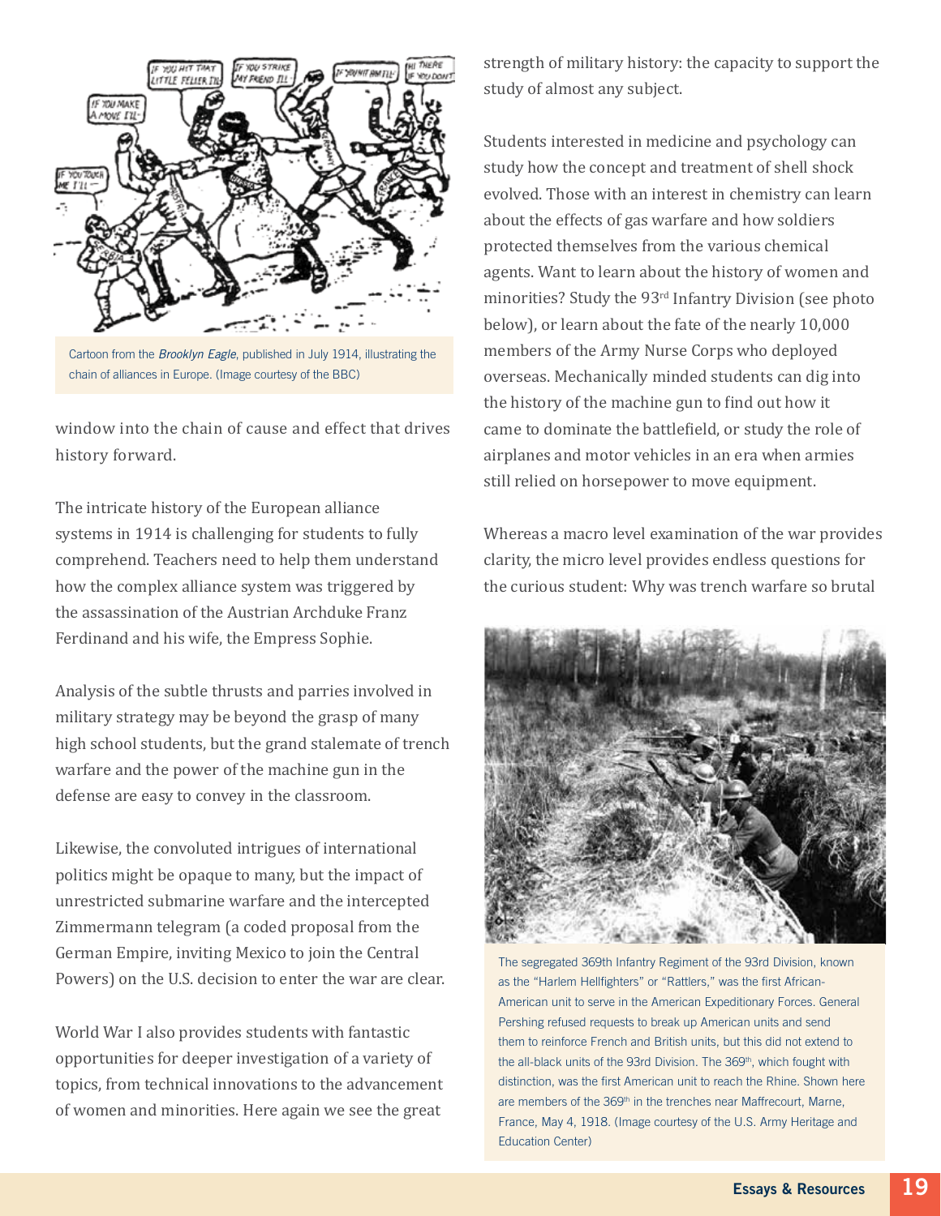Cartoon from the *Brooklyn Eagle*, published in July 1914, illustrating the chain of alliances in Europe. (Image courtesy of the BBC)

window into the chain of cause and effect that drives history forward.

The intricate history of the European alliance systems in 1914 is challenging for students to fully comprehend. Teachers need to help them understand how the complex alliance system was triggered by the assassination of the Austrian Archduke Franz Ferdinand and his wife, the Empress Sophie.

Analysis of the subtle thrusts and parries involved in military strategy may be beyond the grasp of many high school students, but the grand stalemate of trench warfare and the power of the machine gun in the defense are easy to convey in the classroom.

Likewise, the convoluted intrigues of international politics might be opaque to many, but the impact of unrestricted submarine warfare and the intercepted Zimmermann telegram (a coded proposal from the German Empire, inviting Mexico to join the Central Powers) on the U.S. decision to enter the war are clear.

World War I also provides students with fantastic opportunities for deeper investigation of a variety of topics, from technical innovations to the advancement of women and minorities. Here again we see the great strength of military history: the capacity to support the study of almost any subject.

Students interested in medicine and psychology can study how the concept and treatment of shell shock evolved. Those with an interest in chemistry can learn about the effects of gas warfare and how soldiers protected themselves from the various chemical agents. Want to learn about the history of women and minorities? Study the 93rd Infantry Division (see photo below), or learn about the fate of the nearly 10,000 members of the Army Nurse Corps who deployed overseas. Mechanically minded students can dig into the history of the machine gun to find out how it came to dominate the battlefield, or study the role of airplanes and motor vehicles in an era when armies still relied on horsepower to move equipment.

Whereas a macro level examination of the war provides clarity, the micro level provides endless questions for the curious student: Why was trench warfare so brutal

The segregated 369th Infantry Regiment of the 93rd Division, known as the "Harlem Hellfighters" or "Rattlers," was the first African-American unit to serve in the American Expeditionary Forces. General Pershing refused requests to break up American units and send them to reinforce French and British units, but this did not extend to the all-black units of the 93rd Division. The 369th, which fought with distinction, was the first American unit to reach the Rhine. Shown here are members of the 369th in the trenches near Maffrecourt, Marne, France, May 4, 1918. (Image courtesy of the U.S. Army Heritage and Education Center)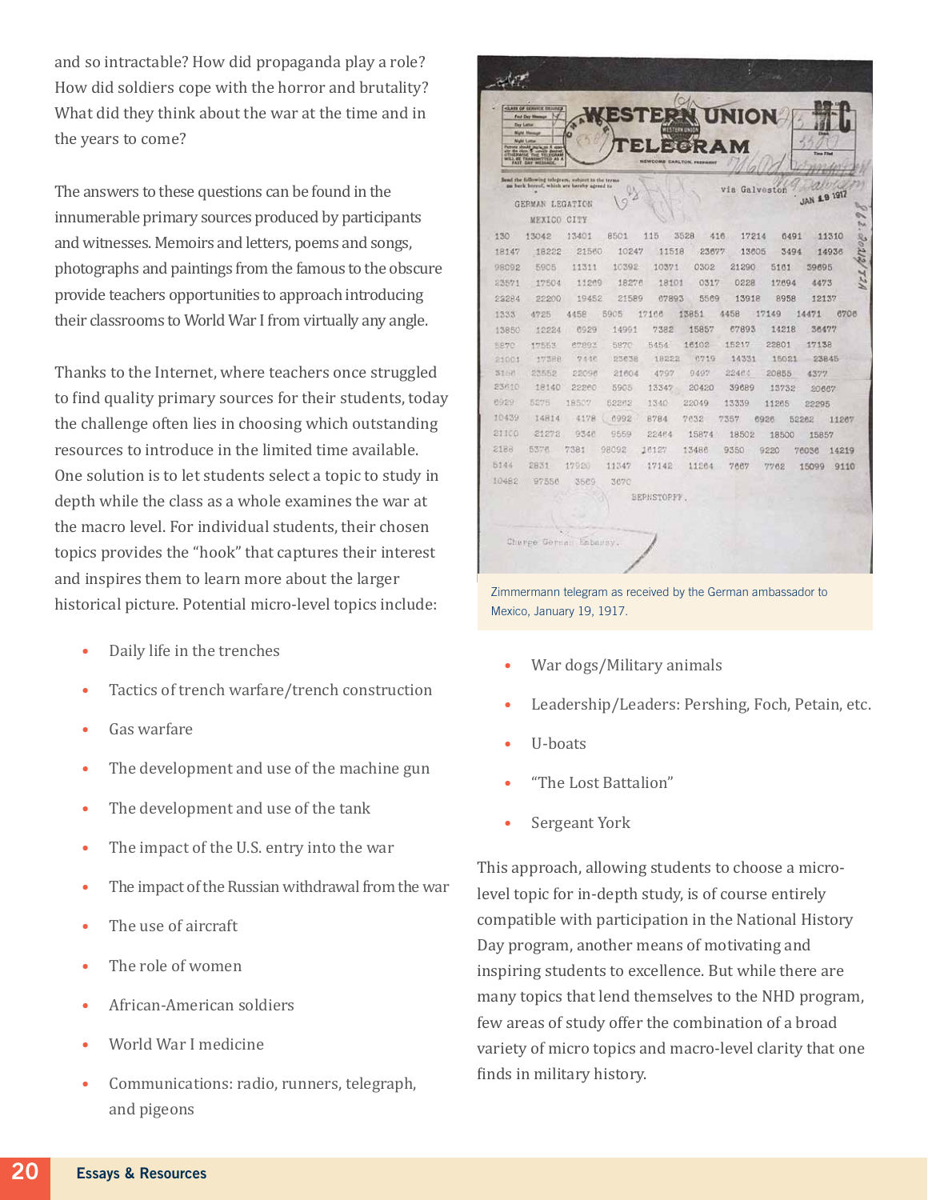and so intractable? How did propaganda play a role? How did soldiers cope with the horror and brutality? What did they think about the war at the time and in the years to come?

The answers to these questions can be found in the innumerable primary sources produced by participants and witnesses. Memoirs and letters, poems and songs, photographs and paintings from the famous to the obscure provide teachers opportunities to approach introducing their classrooms to World War I from virtually any angle.

Thanks to the Internet, where teachers once struggled to find quality primary sources for their students, today the challenge often lies in choosing which outstanding resources to introduce in the limited time available. One solution is to let students select a topic to study in depth while the class as a whole examines the war at the macro level. For individual students, their chosen topics provides the "hook" that captures their interest and inspires them to learn more about the larger historical picture. Potential micro-level topics include:

- Daily life in the trenches
- Tactics of trench warfare/trench construction
- Gas warfare
- The development and use of the machine gun
- The development and use of the tank
- The impact of the U.S. entry into the war
- The impact of the Russian withdrawal from the war
- The use of aircraft
- The role of women
- African-American soldiers
- World War I medicine
- Communications: radio, runners, telegraph, and pigeons
- War dogs/Military animals
- Leadership/Leaders: Pershing, Foch, Petain, etc.
- U-boats
- "The Lost Battalion"
- Sergeant York

Zimmermann telegram as received by the German ambassador to Mexico, January 19, 1917.

This approach, allowing students to choose a micro-level topic for in-depth study, is of course entirely compatible with participation in the National History Day program, another means of motivating and inspiring students to excellence. But while there are many topics that lend themselves to the NHD program, few areas of study offer the combination of a broad variety of micro topics and macro-level clarity that one finds in military history.